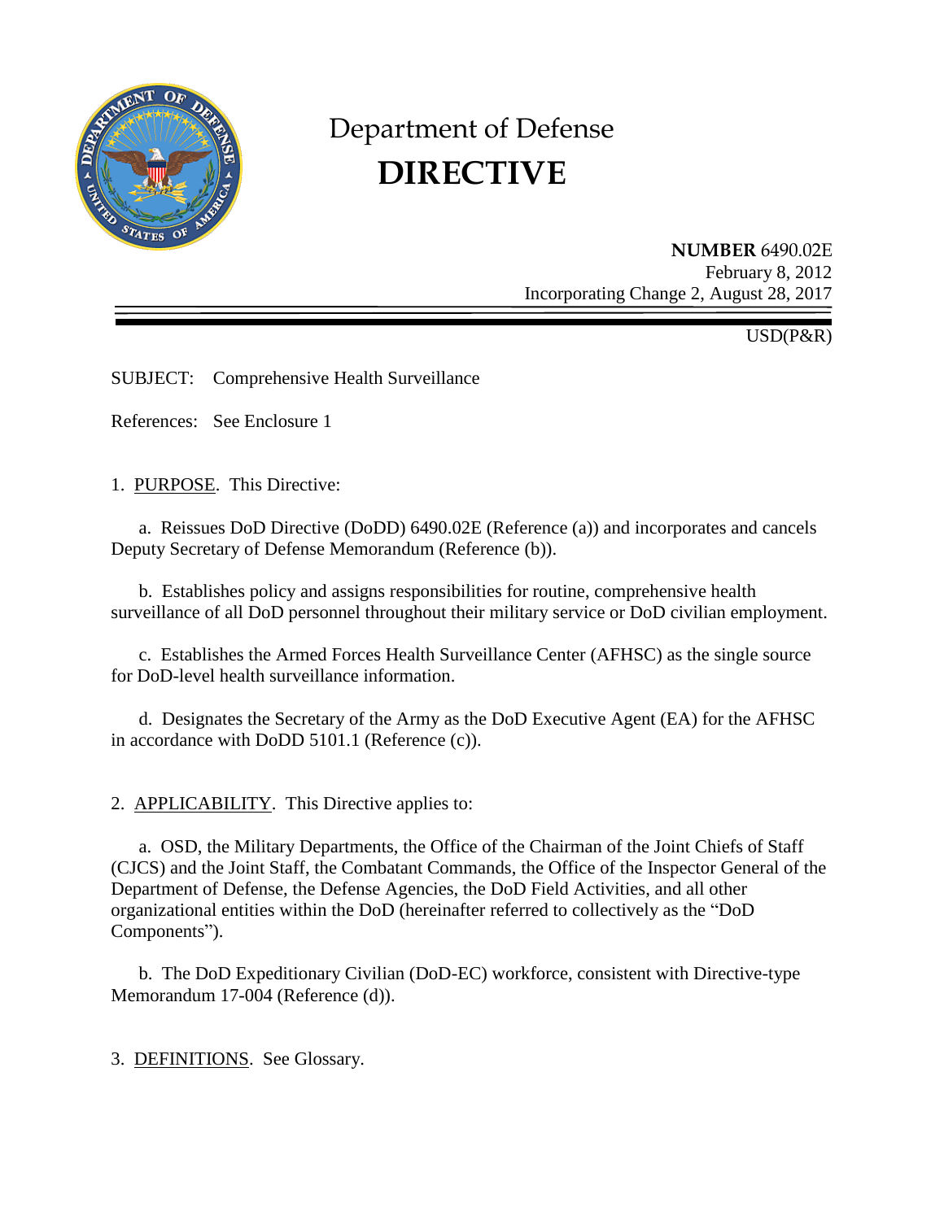# Department of Defense
# DIRECTIVE

**NUMBER** 6490.02E
February 8, 2012
Incorporating Change 2, August 28, 2017

USD(P&R)

SUBJECT: Comprehensive Health Surveillance

References: See Enclosure 1

1. PURPOSE. This Directive:

a. Reissues DoD Directive (DoDD) 6490.02E (Reference (a)) and incorporates and cancels Deputy Secretary of Defense Memorandum (Reference (b)).

b. Establishes policy and assigns responsibilities for routine, comprehensive health surveillance of all DoD personnel throughout their military service or DoD civilian employment.

c. Establishes the Armed Forces Health Surveillance Center (AFHSC) as the single source for DoD-level health surveillance information.

d. Designates the Secretary of the Army as the DoD Executive Agent (EA) for the AFHSC in accordance with DoDD 5101.1 (Reference (c)).

2. APPLICABILITY. This Directive applies to:

a. OSD, the Military Departments, the Office of the Chairman of the Joint Chiefs of Staff (CJCS) and the Joint Staff, the Combatant Commands, the Office of the Inspector General of the Department of Defense, the Defense Agencies, the DoD Field Activities, and all other organizational entities within the DoD (hereinafter referred to collectively as the "DoD Components").

b. The DoD Expeditionary Civilian (DoD-EC) workforce, consistent with Directive-type Memorandum 17-004 (Reference (d)).

3. DEFINITIONS. See Glossary.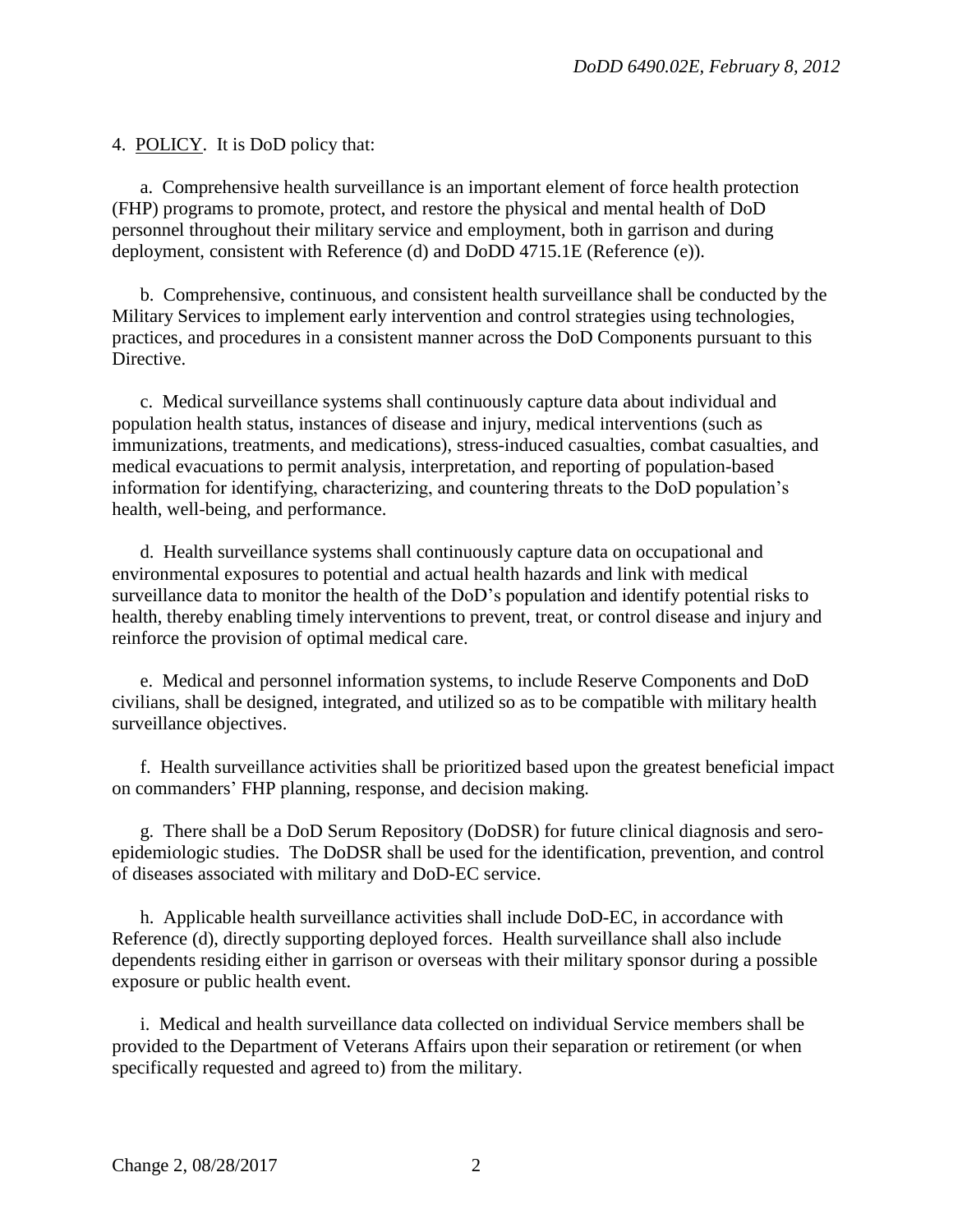4. <u>POLICY</u>. It is DoD policy that:

a. Comprehensive health surveillance is an important element of force health protection (FHP) programs to promote, protect, and restore the physical and mental health of DoD personnel throughout their military service and employment, both in garrison and during deployment, consistent with Reference (d) and DoDD 4715.1E (Reference (e)).

b. Comprehensive, continuous, and consistent health surveillance shall be conducted by the Military Services to implement early intervention and control strategies using technologies, practices, and procedures in a consistent manner across the DoD Components pursuant to this Directive.

c. Medical surveillance systems shall continuously capture data about individual and population health status, instances of disease and injury, medical interventions (such as immunizations, treatments, and medications), stress-induced casualties, combat casualties, and medical evacuations to permit analysis, interpretation, and reporting of population-based information for identifying, characterizing, and countering threats to the DoD population's health, well-being, and performance.

d. Health surveillance systems shall continuously capture data on occupational and environmental exposures to potential and actual health hazards and link with medical surveillance data to monitor the health of the DoD's population and identify potential risks to health, thereby enabling timely interventions to prevent, treat, or control disease and injury and reinforce the provision of optimal medical care.

e. Medical and personnel information systems, to include Reserve Components and DoD civilians, shall be designed, integrated, and utilized so as to be compatible with military health surveillance objectives.

f. Health surveillance activities shall be prioritized based upon the greatest beneficial impact on commanders' FHP planning, response, and decision making.

g. There shall be a DoD Serum Repository (DoDSR) for future clinical diagnosis and sero-epidemiologic studies. The DoDSR shall be used for the identification, prevention, and control of diseases associated with military and DoD-EC service.

h. Applicable health surveillance activities shall include DoD-EC, in accordance with Reference (d), directly supporting deployed forces. Health surveillance shall also include dependents residing either in garrison or overseas with their military sponsor during a possible exposure or public health event.

i. Medical and health surveillance data collected on individual Service members shall be provided to the Department of Veterans Affairs upon their separation or retirement (or when specifically requested and agreed to) from the military.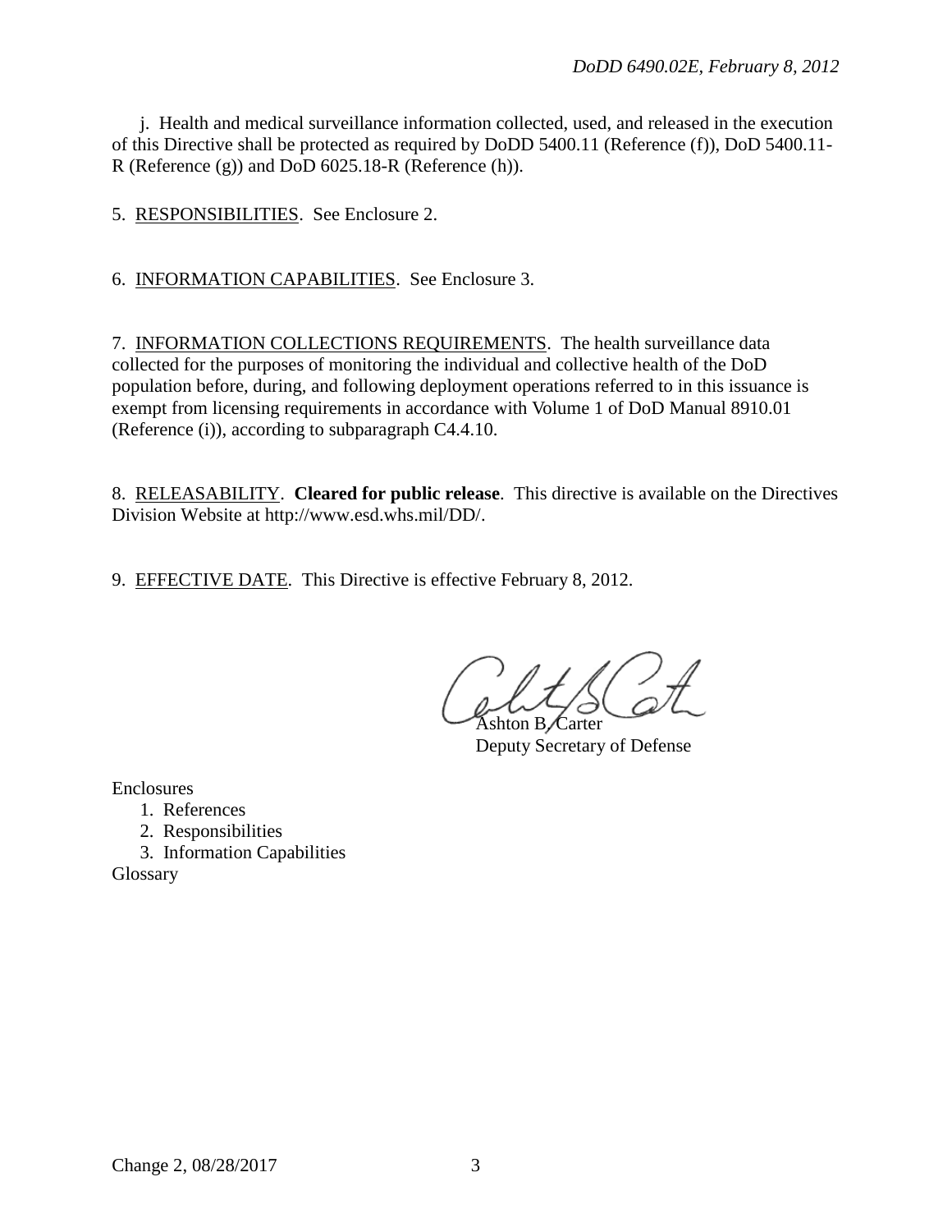j. Health and medical surveillance information collected, used, and released in the execution of this Directive shall be protected as required by DoDD 5400.11 (Reference (f)), DoD 5400.11-R (Reference (g)) and DoD 6025.18-R (Reference (h)).

5. RESPONSIBILITIES. See Enclosure 2.

6. INFORMATION CAPABILITIES. See Enclosure 3.

7. INFORMATION COLLECTIONS REQUIREMENTS. The health surveillance data collected for the purposes of monitoring the individual and collective health of the DoD population before, during, and following deployment operations referred to in this issuance is exempt from licensing requirements in accordance with Volume 1 of DoD Manual 8910.01 (Reference (i)), according to subparagraph C4.4.10.

8. RELEASABILITY. **Cleared for public release**. This directive is available on the Directives Division Website at http://www.esd.whs.mil/DD/.

9. EFFECTIVE DATE. This Directive is effective February 8, 2012.

Ashton B. Carter
Deputy Secretary of Defense

Enclosures
1. References
2. Responsibilities
3. Information Capabilities

Glossary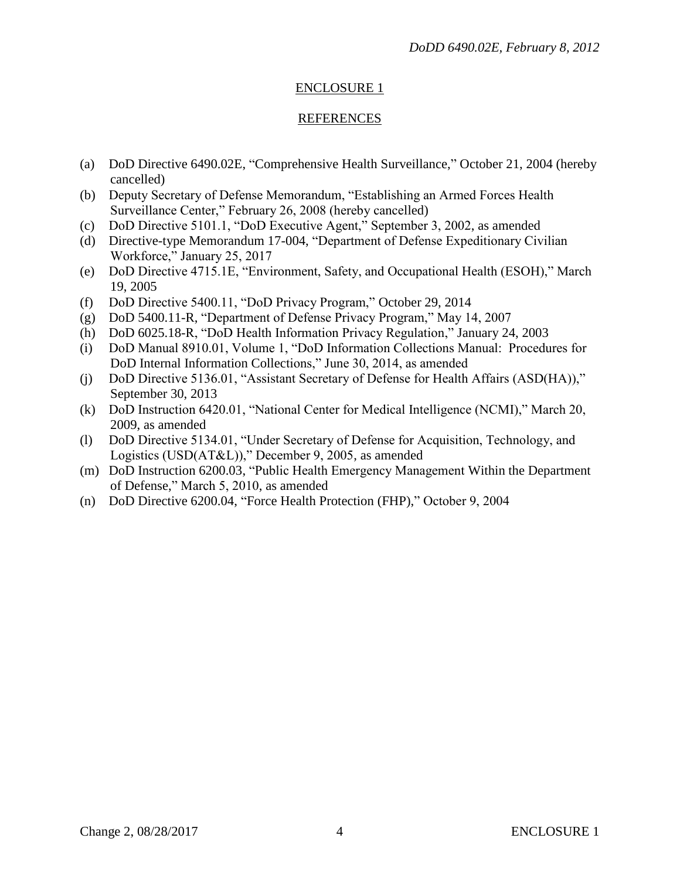## ENCLOSURE 1

## REFERENCES

(a) DoD Directive 6490.02E, "Comprehensive Health Surveillance," October 21, 2004 (hereby cancelled)
(b) Deputy Secretary of Defense Memorandum, "Establishing an Armed Forces Health Surveillance Center," February 26, 2008 (hereby cancelled)
(c) DoD Directive 5101.1, "DoD Executive Agent," September 3, 2002, as amended
(d) Directive-type Memorandum 17-004, "Department of Defense Expeditionary Civilian Workforce," January 25, 2017
(e) DoD Directive 4715.1E, "Environment, Safety, and Occupational Health (ESOH)," March 19, 2005
(f) DoD Directive 5400.11, "DoD Privacy Program," October 29, 2014
(g) DoD 5400.11-R, "Department of Defense Privacy Program," May 14, 2007
(h) DoD 6025.18-R, "DoD Health Information Privacy Regulation," January 24, 2003
(i) DoD Manual 8910.01, Volume 1, "DoD Information Collections Manual: Procedures for DoD Internal Information Collections," June 30, 2014, as amended
(j) DoD Directive 5136.01, "Assistant Secretary of Defense for Health Affairs (ASD(HA))," September 30, 2013
(k) DoD Instruction 6420.01, "National Center for Medical Intelligence (NCMI)," March 20, 2009, as amended
(l) DoD Directive 5134.01, "Under Secretary of Defense for Acquisition, Technology, and Logistics (USD(AT&L))," December 9, 2005, as amended
(m) DoD Instruction 6200.03, "Public Health Emergency Management Within the Department of Defense," March 5, 2010, as amended
(n) DoD Directive 6200.04, "Force Health Protection (FHP)," October 9, 2004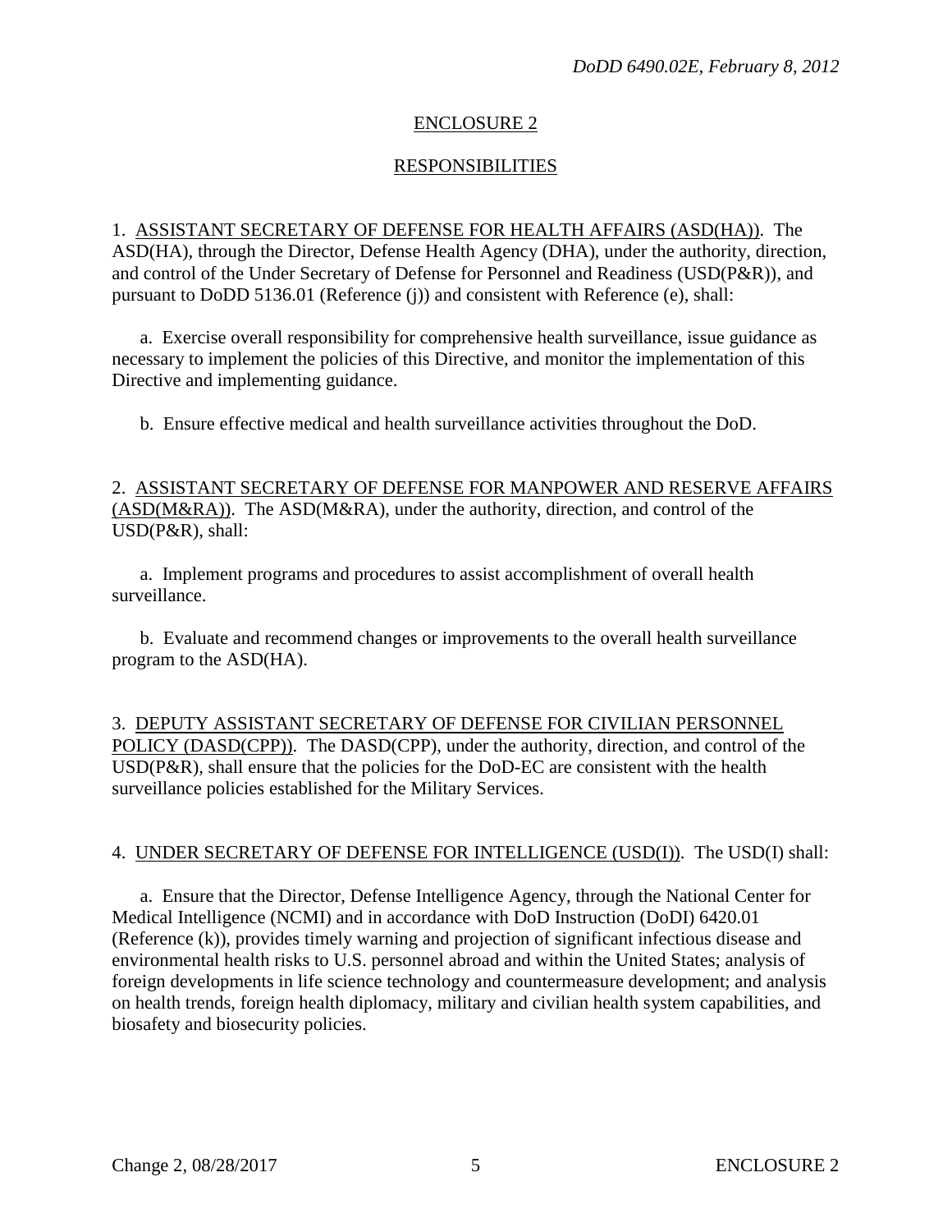## ENCLOSURE 2

## RESPONSIBILITIES

1. ASSISTANT SECRETARY OF DEFENSE FOR HEALTH AFFAIRS (ASD(HA)). The ASD(HA), through the Director, Defense Health Agency (DHA), under the authority, direction, and control of the Under Secretary of Defense for Personnel and Readiness (USD(P&R)), and pursuant to DoDD 5136.01 (Reference (j)) and consistent with Reference (e), shall:

   a. Exercise overall responsibility for comprehensive health surveillance, issue guidance as necessary to implement the policies of this Directive, and monitor the implementation of this Directive and implementing guidance.

   b. Ensure effective medical and health surveillance activities throughout the DoD.

2. ASSISTANT SECRETARY OF DEFENSE FOR MANPOWER AND RESERVE AFFAIRS (ASD(M&RA)). The ASD(M&RA), under the authority, direction, and control of the USD(P&R), shall:

   a. Implement programs and procedures to assist accomplishment of overall health surveillance.

   b. Evaluate and recommend changes or improvements to the overall health surveillance program to the ASD(HA).

3. DEPUTY ASSISTANT SECRETARY OF DEFENSE FOR CIVILIAN PERSONNEL POLICY (DASD(CPP)). The DASD(CPP), under the authority, direction, and control of the USD(P&R), shall ensure that the policies for the DoD-EC are consistent with the health surveillance policies established for the Military Services.

4. UNDER SECRETARY OF DEFENSE FOR INTELLIGENCE (USD(I)). The USD(I) shall:

   a. Ensure that the Director, Defense Intelligence Agency, through the National Center for Medical Intelligence (NCMI) and in accordance with DoD Instruction (DoDI) 6420.01 (Reference (k)), provides timely warning and projection of significant infectious disease and environmental health risks to U.S. personnel abroad and within the United States; analysis of foreign developments in life science technology and countermeasure development; and analysis on health trends, foreign health diplomacy, military and civilian health system capabilities, and biosafety and biosecurity policies.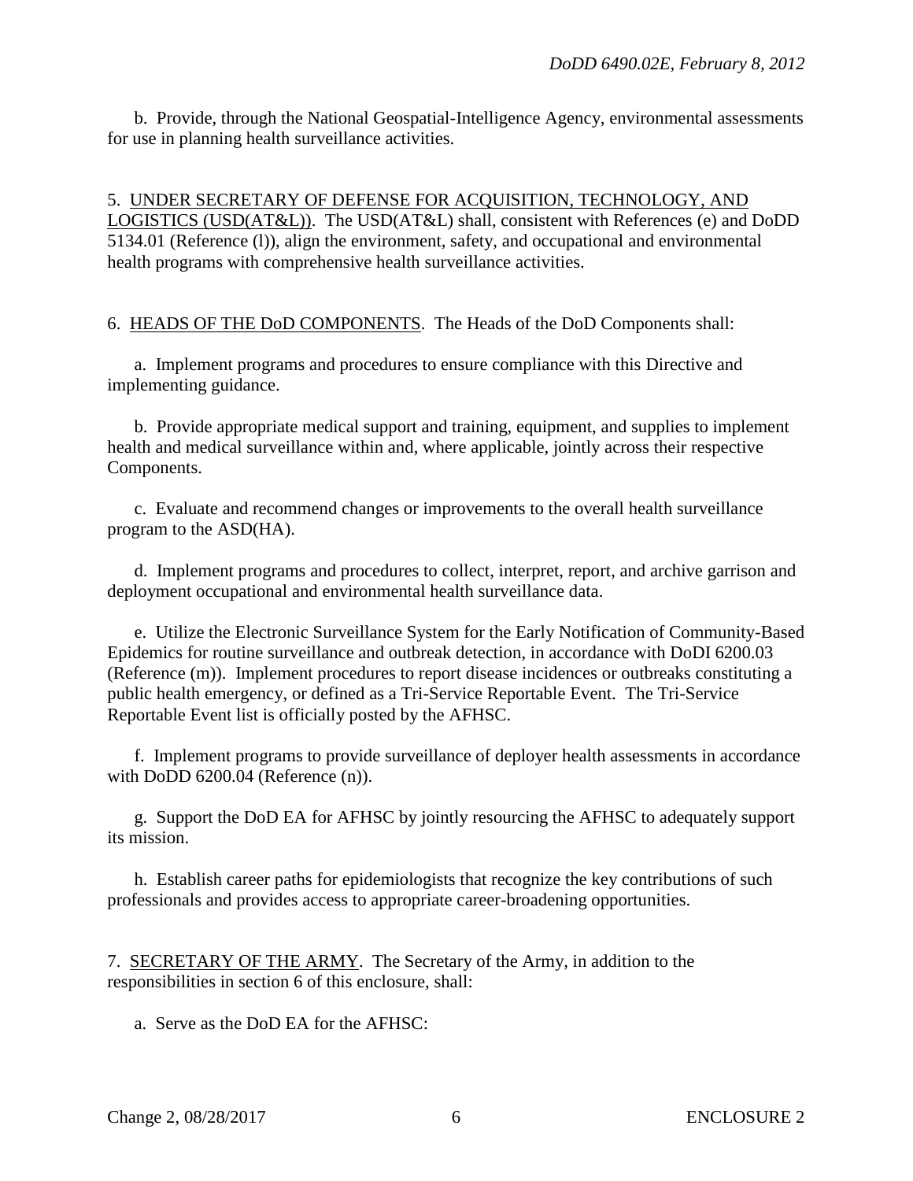b. Provide, through the National Geospatial-Intelligence Agency, environmental assessments for use in planning health surveillance activities.

5. UNDER SECRETARY OF DEFENSE FOR ACQUISITION, TECHNOLOGY, AND LOGISTICS (USD(AT&L)). The USD(AT&L) shall, consistent with References (e) and DoDD 5134.01 (Reference (l)), align the environment, safety, and occupational and environmental health programs with comprehensive health surveillance activities.

6. HEADS OF THE DoD COMPONENTS. The Heads of the DoD Components shall:

a. Implement programs and procedures to ensure compliance with this Directive and implementing guidance.

b. Provide appropriate medical support and training, equipment, and supplies to implement health and medical surveillance within and, where applicable, jointly across their respective Components.

c. Evaluate and recommend changes or improvements to the overall health surveillance program to the ASD(HA).

d. Implement programs and procedures to collect, interpret, report, and archive garrison and deployment occupational and environmental health surveillance data.

e. Utilize the Electronic Surveillance System for the Early Notification of Community-Based Epidemics for routine surveillance and outbreak detection, in accordance with DoDI 6200.03 (Reference (m)). Implement procedures to report disease incidences or outbreaks constituting a public health emergency, or defined as a Tri-Service Reportable Event. The Tri-Service Reportable Event list is officially posted by the AFHSC.

f. Implement programs to provide surveillance of deployer health assessments in accordance with DoDD 6200.04 (Reference (n)).

g. Support the DoD EA for AFHSC by jointly resourcing the AFHSC to adequately support its mission.

h. Establish career paths for epidemiologists that recognize the key contributions of such professionals and provides access to appropriate career-broadening opportunities.

7. SECRETARY OF THE ARMY. The Secretary of the Army, in addition to the responsibilities in section 6 of this enclosure, shall:

a. Serve as the DoD EA for the AFHSC: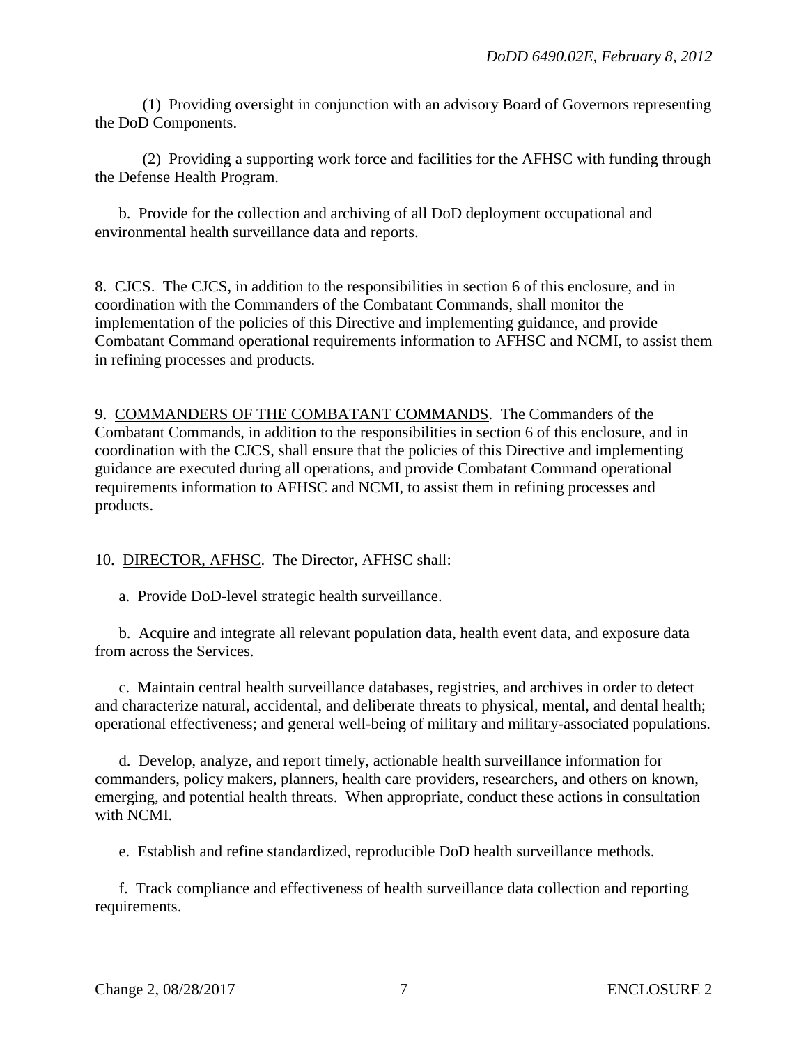(1) Providing oversight in conjunction with an advisory Board of Governors representing the DoD Components.

(2) Providing a supporting work force and facilities for the AFHSC with funding through the Defense Health Program.

b. Provide for the collection and archiving of all DoD deployment occupational and environmental health surveillance data and reports.

8. CJCS. The CJCS, in addition to the responsibilities in section 6 of this enclosure, and in coordination with the Commanders of the Combatant Commands, shall monitor the implementation of the policies of this Directive and implementing guidance, and provide Combatant Command operational requirements information to AFHSC and NCMI, to assist them in refining processes and products.

9. COMMANDERS OF THE COMBATANT COMMANDS. The Commanders of the Combatant Commands, in addition to the responsibilities in section 6 of this enclosure, and in coordination with the CJCS, shall ensure that the policies of this Directive and implementing guidance are executed during all operations, and provide Combatant Command operational requirements information to AFHSC and NCMI, to assist them in refining processes and products.

10. DIRECTOR, AFHSC. The Director, AFHSC shall:

a. Provide DoD-level strategic health surveillance.

b. Acquire and integrate all relevant population data, health event data, and exposure data from across the Services.

c. Maintain central health surveillance databases, registries, and archives in order to detect and characterize natural, accidental, and deliberate threats to physical, mental, and dental health; operational effectiveness; and general well-being of military and military-associated populations.

d. Develop, analyze, and report timely, actionable health surveillance information for commanders, policy makers, planners, health care providers, researchers, and others on known, emerging, and potential health threats. When appropriate, conduct these actions in consultation with NCMI.

e. Establish and refine standardized, reproducible DoD health surveillance methods.

f. Track compliance and effectiveness of health surveillance data collection and reporting requirements.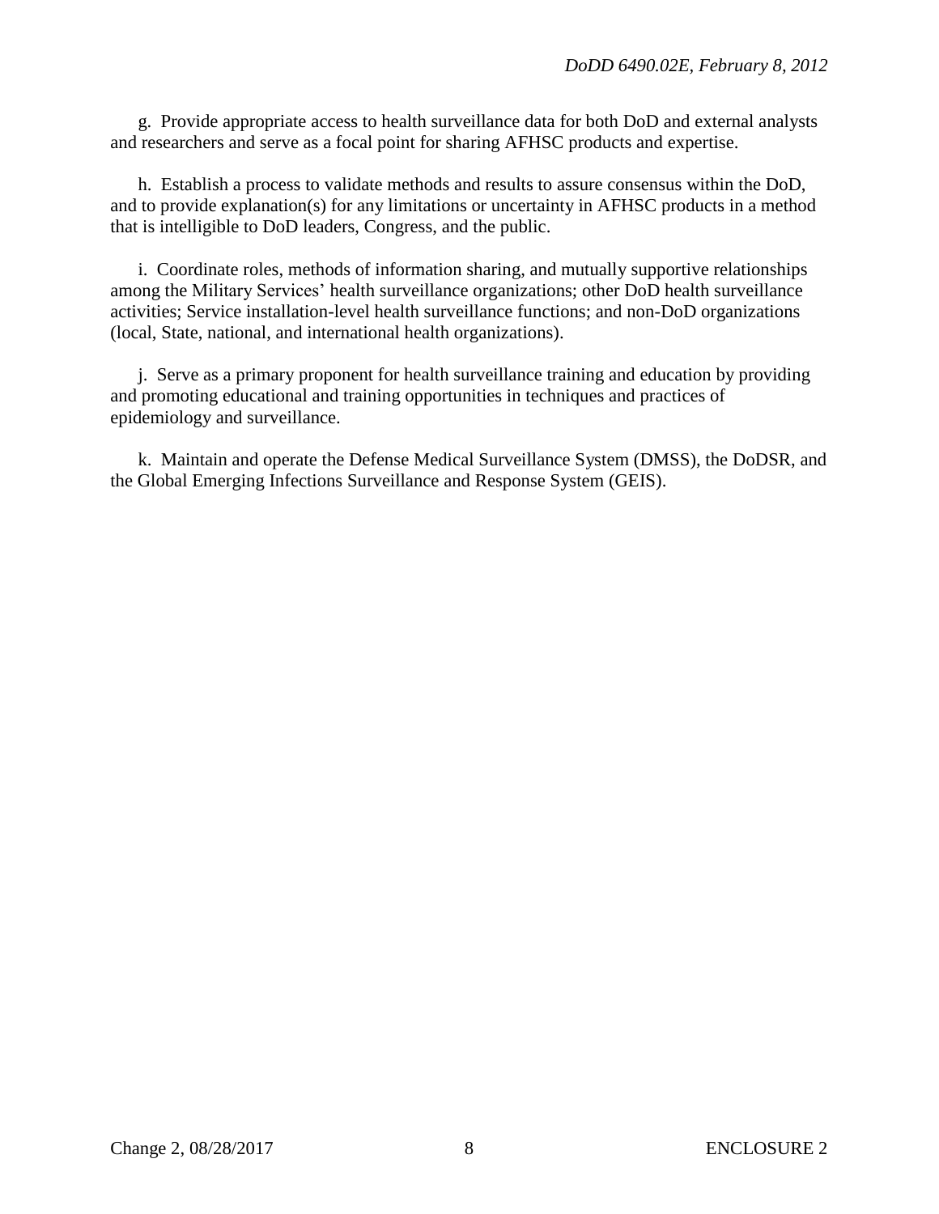g. Provide appropriate access to health surveillance data for both DoD and external analysts and researchers and serve as a focal point for sharing AFHSC products and expertise.

h. Establish a process to validate methods and results to assure consensus within the DoD, and to provide explanation(s) for any limitations or uncertainty in AFHSC products in a method that is intelligible to DoD leaders, Congress, and the public.

i. Coordinate roles, methods of information sharing, and mutually supportive relationships among the Military Services' health surveillance organizations; other DoD health surveillance activities; Service installation-level health surveillance functions; and non-DoD organizations (local, State, national, and international health organizations).

j. Serve as a primary proponent for health surveillance training and education by providing and promoting educational and training opportunities in techniques and practices of epidemiology and surveillance.

k. Maintain and operate the Defense Medical Surveillance System (DMSS), the DoDSR, and the Global Emerging Infections Surveillance and Response System (GEIS).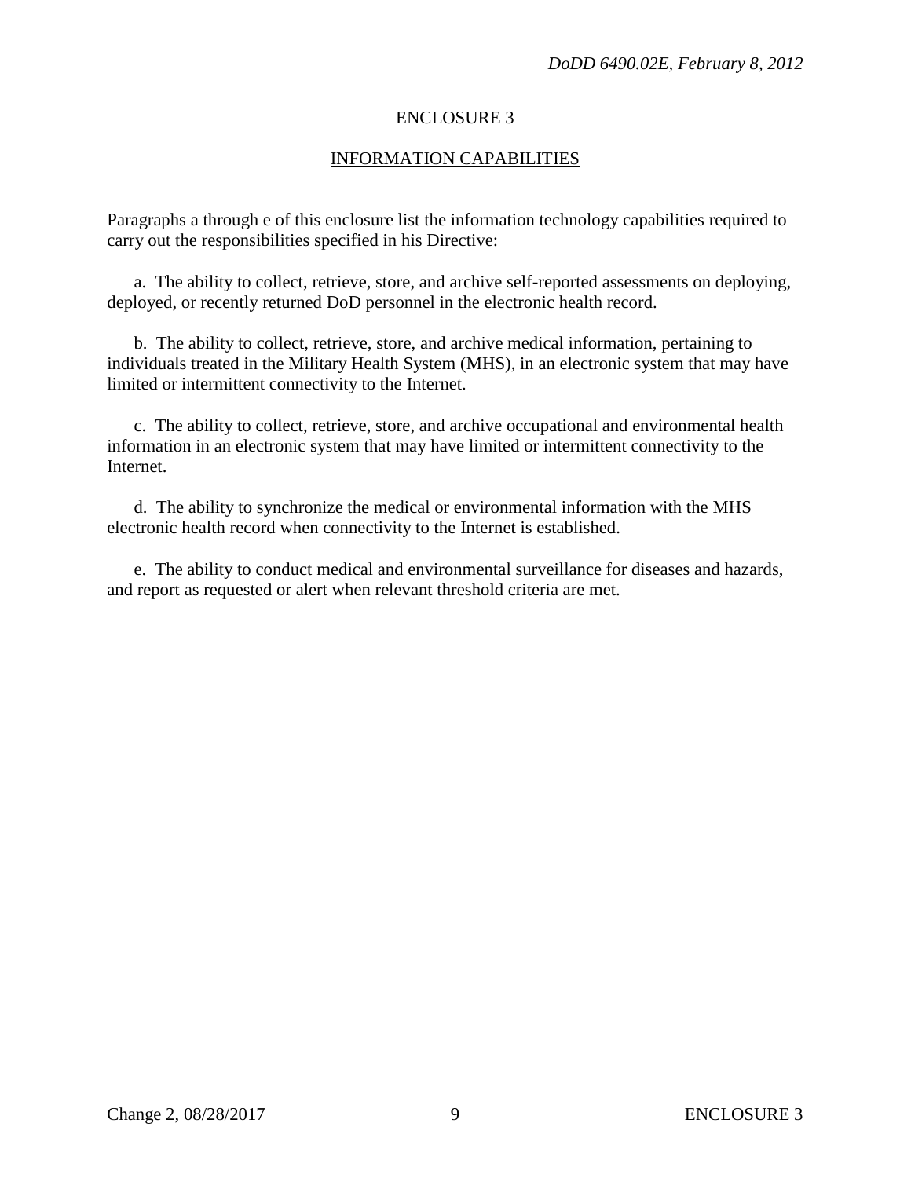## ENCLOSURE 3

## INFORMATION CAPABILITIES

Paragraphs a through e of this enclosure list the information technology capabilities required to carry out the responsibilities specified in his Directive:

a. The ability to collect, retrieve, store, and archive self-reported assessments on deploying, deployed, or recently returned DoD personnel in the electronic health record.

b. The ability to collect, retrieve, store, and archive medical information, pertaining to individuals treated in the Military Health System (MHS), in an electronic system that may have limited or intermittent connectivity to the Internet.

c. The ability to collect, retrieve, store, and archive occupational and environmental health information in an electronic system that may have limited or intermittent connectivity to the Internet.

d. The ability to synchronize the medical or environmental information with the MHS electronic health record when connectivity to the Internet is established.

e. The ability to conduct medical and environmental surveillance for diseases and hazards, and report as requested or alert when relevant threshold criteria are met.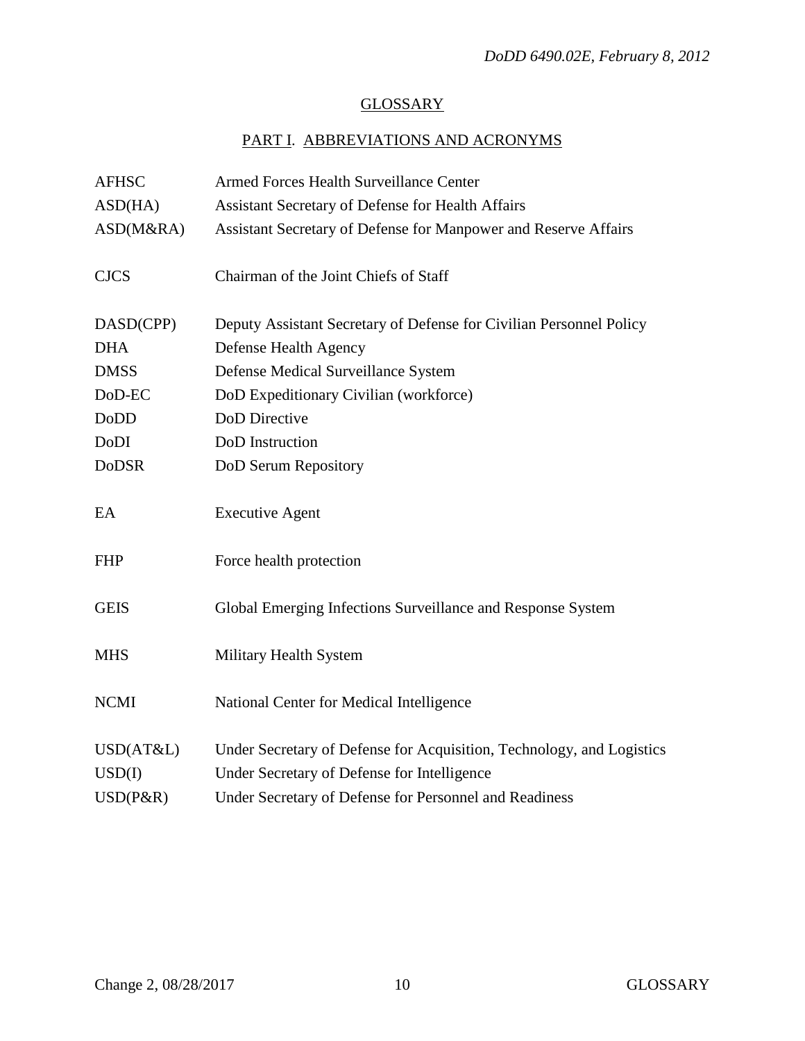## GLOSSARY

### PART I. ABBREVIATIONS AND ACRONYMS

| | |
|---|---|
| AFHSC | Armed Forces Health Surveillance Center |
| ASD(HA) | Assistant Secretary of Defense for Health Affairs |
| ASD(M&RA) | Assistant Secretary of Defense for Manpower and Reserve Affairs |
| CJCS | Chairman of the Joint Chiefs of Staff |
| DASD(CPP) | Deputy Assistant Secretary of Defense for Civilian Personnel Policy |
| DHA | Defense Health Agency |
| DMSS | Defense Medical Surveillance System |
| DoD-EC | DoD Expeditionary Civilian (workforce) |
| DoDD | DoD Directive |
| DoDI | DoD Instruction |
| DoDSR | DoD Serum Repository |
| EA | Executive Agent |
| FHP | Force health protection |
| GEIS | Global Emerging Infections Surveillance and Response System |
| MHS | Military Health System |
| NCMI | National Center for Medical Intelligence |
| USD(AT&L) | Under Secretary of Defense for Acquisition, Technology, and Logistics |
| USD(I) | Under Secretary of Defense for Intelligence |
| USD(P&R) | Under Secretary of Defense for Personnel and Readiness |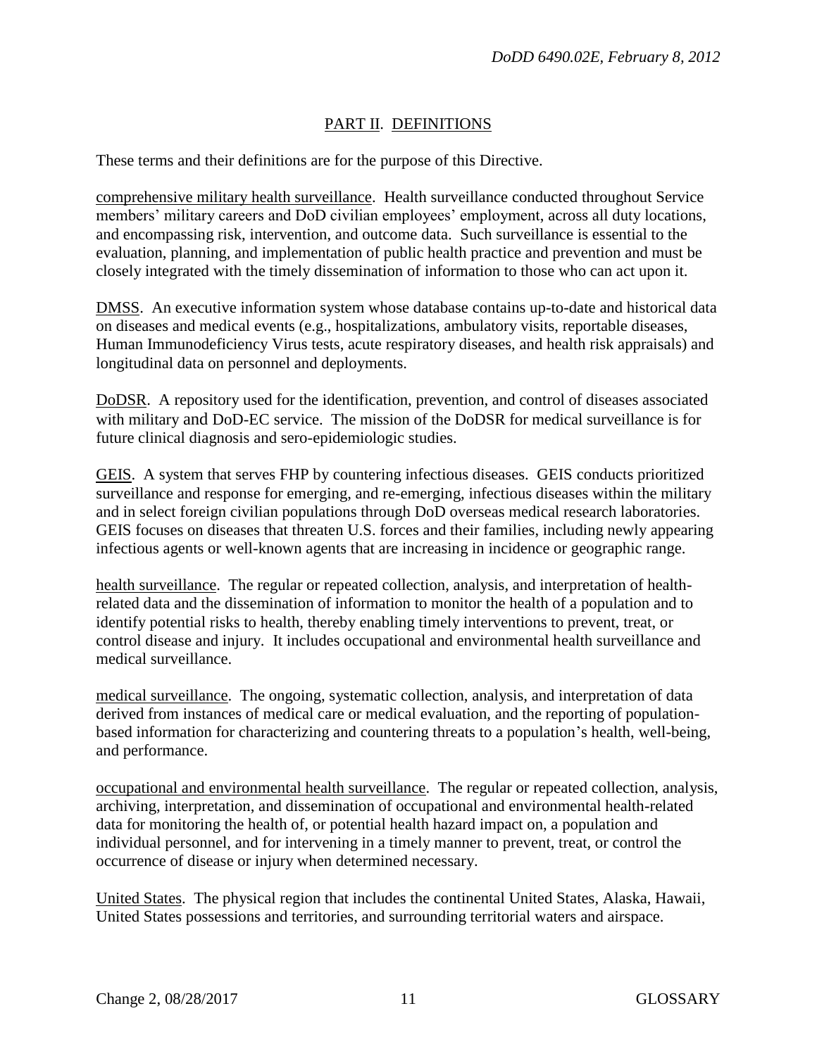## PART II. DEFINITIONS

These terms and their definitions are for the purpose of this Directive.

comprehensive military health surveillance. Health surveillance conducted throughout Service members' military careers and DoD civilian employees' employment, across all duty locations, and encompassing risk, intervention, and outcome data. Such surveillance is essential to the evaluation, planning, and implementation of public health practice and prevention and must be closely integrated with the timely dissemination of information to those who can act upon it.

DMSS. An executive information system whose database contains up-to-date and historical data on diseases and medical events (e.g., hospitalizations, ambulatory visits, reportable diseases, Human Immunodeficiency Virus tests, acute respiratory diseases, and health risk appraisals) and longitudinal data on personnel and deployments.

DoDSR. A repository used for the identification, prevention, and control of diseases associated with military and DoD-EC service. The mission of the DoDSR for medical surveillance is for future clinical diagnosis and sero-epidemiologic studies.

GEIS. A system that serves FHP by countering infectious diseases. GEIS conducts prioritized surveillance and response for emerging, and re-emerging, infectious diseases within the military and in select foreign civilian populations through DoD overseas medical research laboratories. GEIS focuses on diseases that threaten U.S. forces and their families, including newly appearing infectious agents or well-known agents that are increasing in incidence or geographic range.

health surveillance. The regular or repeated collection, analysis, and interpretation of health-related data and the dissemination of information to monitor the health of a population and to identify potential risks to health, thereby enabling timely interventions to prevent, treat, or control disease and injury. It includes occupational and environmental health surveillance and medical surveillance.

medical surveillance. The ongoing, systematic collection, analysis, and interpretation of data derived from instances of medical care or medical evaluation, and the reporting of population-based information for characterizing and countering threats to a population's health, well-being, and performance.

occupational and environmental health surveillance. The regular or repeated collection, analysis, archiving, interpretation, and dissemination of occupational and environmental health-related data for monitoring the health of, or potential health hazard impact on, a population and individual personnel, and for intervening in a timely manner to prevent, treat, or control the occurrence of disease or injury when determined necessary.

United States. The physical region that includes the continental United States, Alaska, Hawaii, United States possessions and territories, and surrounding territorial waters and airspace.